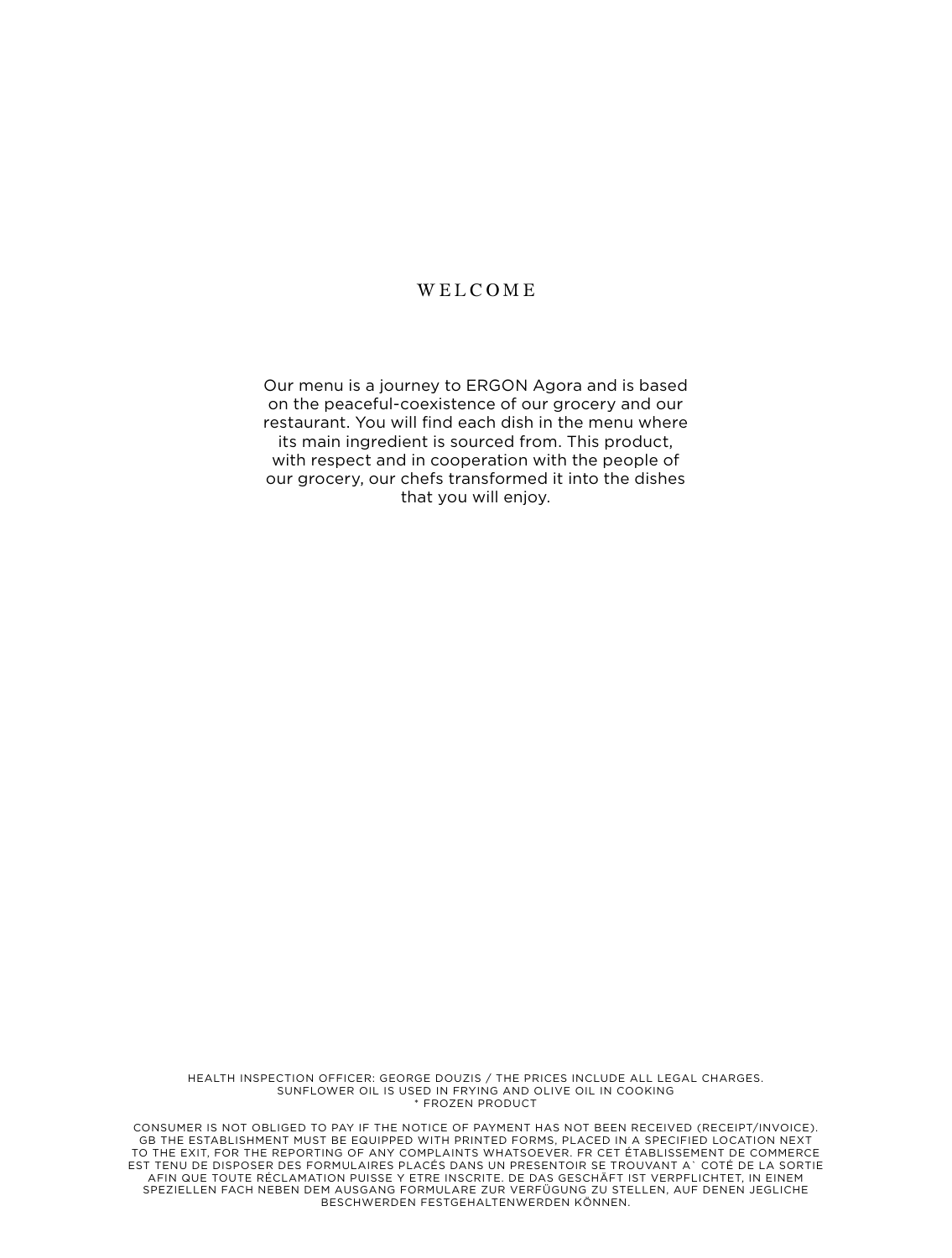# WELCOME

Our menu is a journey to ERGON Agora and is based on the peaceful-coexistence of our grocery and our restaurant. You will find each dish in the menu where its main ingredient is sourced from. This product, with respect and in cooperation with the people of our grocery, our chefs transformed it into the dishes that you will enjoy.

HEALTH INSPECTION OFFICER: GEORGE DOUZIS / THE PRICES INCLUDE ALL LEGAL CHARGES.
SUNFLOWER OIL IS USED IN FRYING AND OLIVE OIL IN COOKING
* FROZEN PRODUCT

CONSUMER IS NOT OBLIGED TO PAY IF THE NOTICE OF PAYMENT HAS NOT BEEN RECEIVED (RECEIPT/INVOICE). GB THE ESTABLISHMENT MUST BE EQUIPPED WITH PRINTED FORMS, PLACED IN A SPECIFIED LOCATION NEXT TO THE EXIT, FOR THE REPORTING OF ANY COMPLAINTS WHATSOEVER. FR CET ÉTABLISSEMENT DE COMMERCE EST TENU DE DISPOSER DES FORMULAIRES PLACÉS DANS UN PRESENTOIR SE TROUVANT A` COTÉ DE LA SORTIE AFIN QUE TOUTE RÉCLAMATION PUISSE Y ETRE INSCRITE. DE DAS GESCHÄFT IST VERPFLICHTET, IN EINEM SPEZIELLEN FACH NEBEN DEM AUSGANG FORMULARE ZUR VERFÜGUNG ZU STELLEN, AUF DENEN JEGLICHE BESCHWERDEN FESTGEHALTENWERDEN KÖNNEN.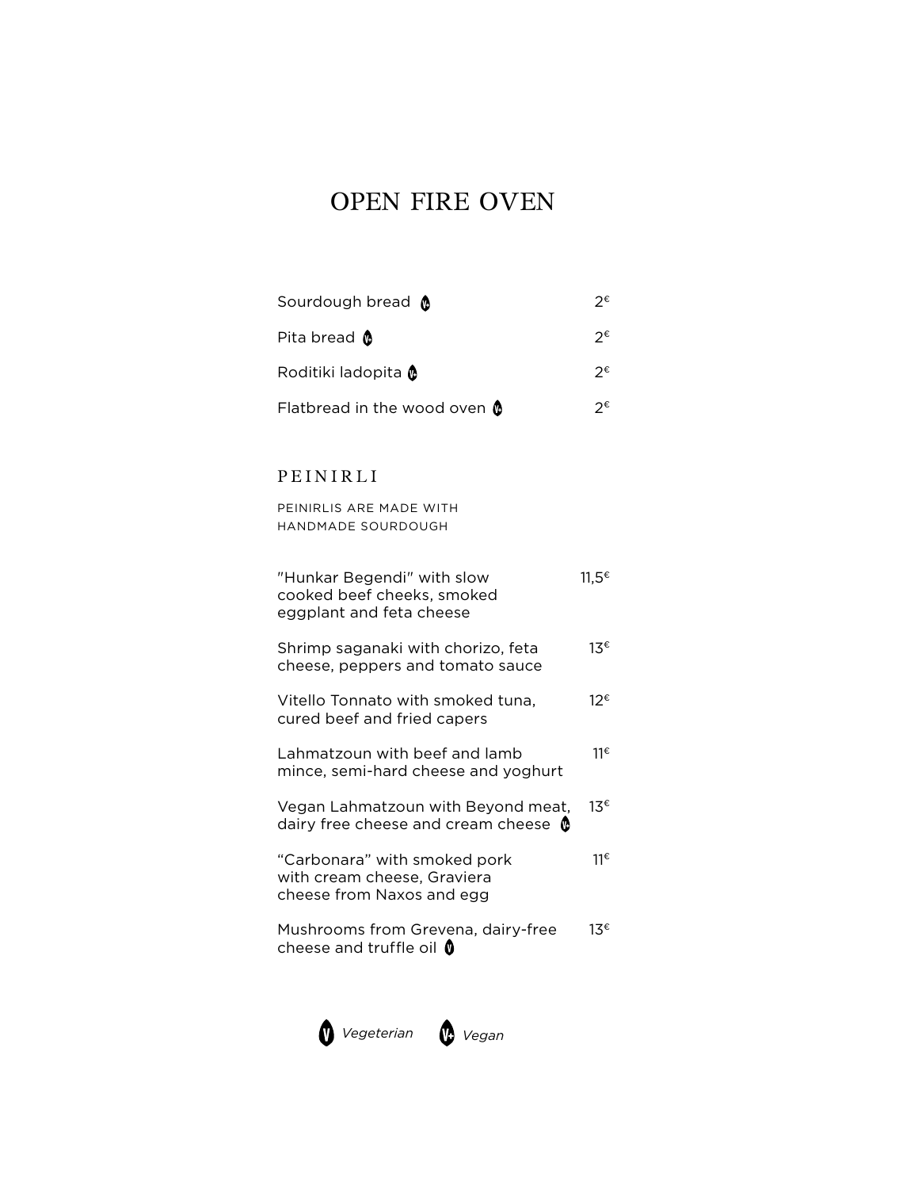# OPEN FIRE OVEN

| | |
|---|---|
| Sourdough bread (V+) | 2€ |
| Pita bread (V+) | 2€ |
| Roditiki ladopita (V+) | 2€ |
| Flatbread in the wood oven (V+) | 2€ |

## PEINIRLI

PEINIRLIS ARE MADE WITH HANDMADE SOURDOUGH

| | |
|---|---|
| "Hunkar Begendi" with slow cooked beef cheeks, smoked eggplant and feta cheese | 11,5€ |
| Shrimp saganaki with chorizo, feta cheese, peppers and tomato sauce | 13€ |
| Vitello Tonnato with smoked tuna, cured beef and fried capers | 12€ |
| Lahmatzoun with beef and lamb mince, semi-hard cheese and yoghurt | 11€ |
| Vegan Lahmatzoun with Beyond meat, dairy free cheese and cream cheese (V+) | 13€ |
| "Carbonara" with smoked pork with cream cheese, Graviera cheese from Naxos and egg | 11€ |
| Mushrooms from Grevena, dairy-free cheese and truffle oil (V) | 13€ |

(V) *Vegeterian* (V+) *Vegan*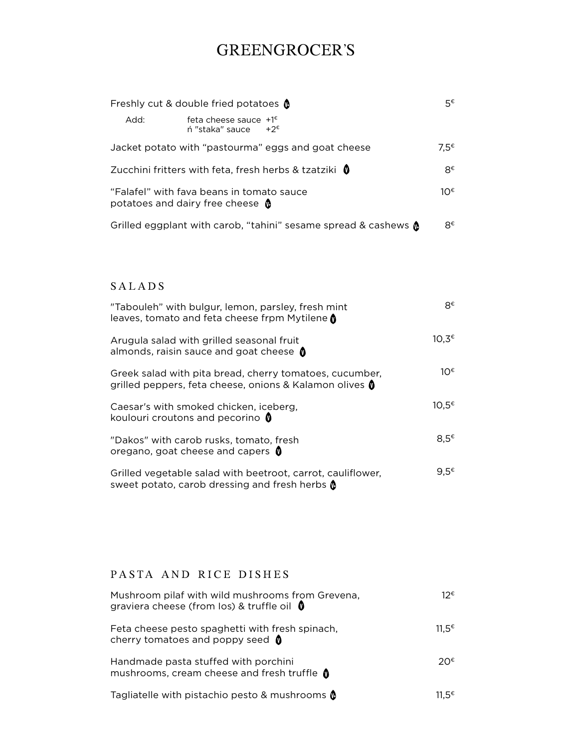# GREENGROCER'S

| | |
|---|---|
| Freshly cut & double fried potatoes (Vg) | 5€ |
| Add: feta cheese sauce +1€ / ή "staka" sauce +2€ | |
| Jacket potato with "pastourma" eggs and goat cheese | 7,5€ |
| Zucchini fritters with feta, fresh herbs & tzatziki (V) | 8€ |
| "Falafel" with fava beans in tomato sauce potatoes and dairy free cheese (Vg) | 10€ |
| Grilled eggplant with carob, "tahini" sesame spread & cashews (Vg) | 8€ |

## SALADS

| | |
|---|---|
| "Tabouleh" with bulgur, lemon, parsley, fresh mint leaves, tomato and feta cheese frpm Mytilene (V) | 8€ |
| Arugula salad with grilled seasonal fruit almonds, raisin sauce and goat cheese (V) | 10,3€ |
| Greek salad with pita bread, cherry tomatoes, cucumber, grilled peppers, feta cheese, onions & Kalamon olives (V) | 10€ |
| Caesar's with smoked chicken, iceberg, koulouri croutons and pecorino (V) | 10,5€ |
| "Dakos" with carob rusks, tomato, fresh oregano, goat cheese and capers (V) | 8,5€ |
| Grilled vegetable salad with beetroot, carrot, cauliflower, sweet potato, carob dressing and fresh herbs (Vg) | 9,5€ |

## PASTA AND RICE DISHES

| | |
|---|---|
| Mushroom pilaf with wild mushrooms from Grevena, graviera cheese (from Ios) & truffle oil (V) | 12€ |
| Feta cheese pesto spaghetti with fresh spinach, cherry tomatoes and poppy seed (V) | 11,5€ |
| Handmade pasta stuffed with porchini mushrooms, cream cheese and fresh truffle (V) | 20€ |
| Tagliatelle with pistachio pesto & mushrooms (Vg) | 11,5€ |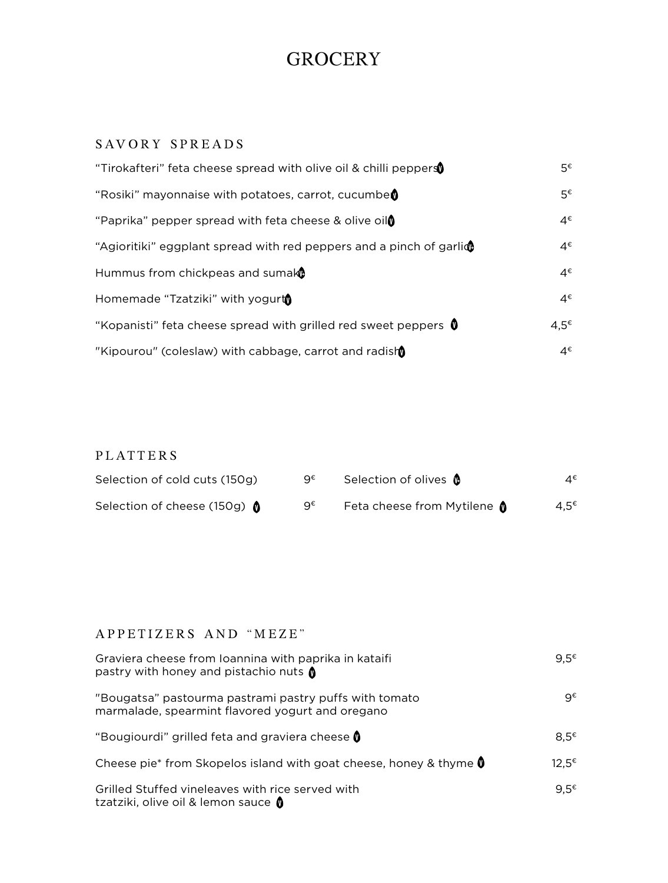# GROCERY

## SAVORY SPREADS

| Item | Price |
|---|---|
| "Tirokafteri" feta cheese spread with olive oil & chilli peppers (V) | 5€ |
| "Rosiki" mayonnaise with potatoes, carrot, cucumber (V) | 5€ |
| "Paprika" pepper spread with feta cheese & olive oil (V) | 4€ |
| "Agioritiki" eggplant spread with red peppers and a pinch of garlic (Vg) | 4€ |
| Hummus from chickpeas and sumak (Vg) | 4€ |
| Homemade "Tzatziki" with yogurt (V) | 4€ |
| "Kopanisti" feta cheese spread with grilled red sweet peppers (V) | 4,5€ |
| "Kipourou" (coleslaw) with cabbage, carrot and radish (V) | 4€ |

## PLATTERS

| Item | Price |
|---|---|
| Selection of cold cuts (150g) | 9€ |
| Selection of cheese (150g) (V) | 9€ |
| Selection of olives (Vg) | 4€ |
| Feta cheese from Mytilene (V) | 4,5€ |

## APPETIZERS AND "MEZE"

| Item | Price |
|---|---|
| Graviera cheese from Ioannina with paprika in kataifi pastry with honey and pistachio nuts (V) | 9,5€ |
| "Bougatsa" pastourma pastrami pastry puffs with tomato marmalade, spearmint flavored yogurt and oregano | 9€ |
| "Bougiourdi" grilled feta and graviera cheese (V) | 8,5€ |
| Cheese pie* from Skopelos island with goat cheese, honey & thyme (V) | 12,5€ |
| Grilled Stuffed vineleaves with rice served with tzatziki, olive oil & lemon sauce (V) | 9,5€ |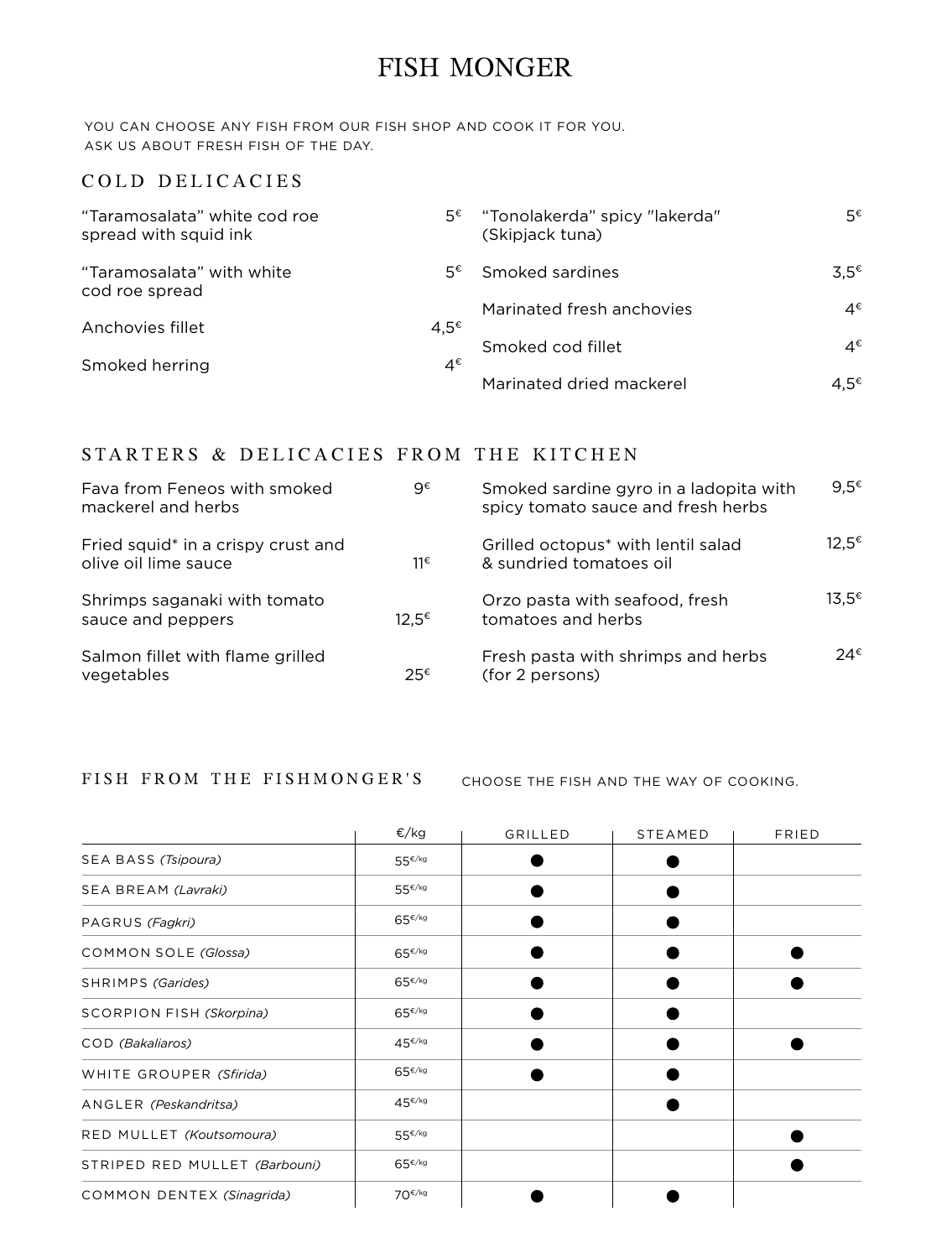# FISH MONGER

YOU CAN CHOOSE ANY FISH FROM OUR FISH SHOP AND COOK IT FOR YOU.
ASK US ABOUT FRESH FISH OF THE DAY.

## COLD DELICACIES

“Taramosalata” white cod roe spread with squid ink 5€

“Taramosalata” with white cod roe spread 5€

Anchovies fillet 4,5€

Smoked herring 4€

“Tonolakerda” spicy "lakerda" (Skipjack tuna) 5€

Smoked sardines 3,5€

Marinated fresh anchovies 4€

Smoked cod fillet 4€

Marinated dried mackerel 4,5€

## STARTERS & DELICACIES FROM THE KITCHEN

Fava from Feneos with smoked mackerel and herbs 9€

Fried squid* in a crispy crust and olive oil lime sauce 11€

Shrimps saganaki with tomato sauce and peppers 12,5€

Salmon fillet with flame grilled vegetables 25€

Smoked sardine gyro in a ladopita with spicy tomato sauce and fresh herbs 9,5€

Grilled octopus* with lentil salad & sundried tomatoes oil 12,5€

Orzo pasta with seafood, fresh tomatoes and herbs 13,5€

Fresh pasta with shrimps and herbs (for 2 persons) 24€

## FISH FROM THE FISHMONGER'S

CHOOSE THE FISH AND THE WAY OF COOKING.

| | €/kg | GRILLED | STEAMED | FRIED |
|---|---|---|---|---|
| SEA BASS *(Tsipoura)* | 55€/kg | ● | ● | |
| SEA BREAM *(Lavraki)* | 55€/kg | ● | ● | |
| PAGRUS *(Fagkri)* | 65€/kg | ● | ● | |
| COMMON SOLE *(Glossa)* | 65€/kg | ● | ● | ● |
| SHRIMPS *(Garides)* | 65€/kg | ● | ● | ● |
| SCORPION FISH *(Skorpina)* | 65€/kg | ● | ● | |
| COD *(Bakaliaros)* | 45€/kg | ● | ● | ● |
| WHITE GROUPER *(Sfirida)* | 65€/kg | ● | ● | |
| ANGLER *(Peskandritsa)* | 45€/kg | | ● | |
| RED MULLET *(Koutsomoura)* | 55€/kg | | | ● |
| STRIPED RED MULLET *(Barbouni)* | 65€/kg | | | ● |
| COMMON DENTEX *(Sinagrida)* | 70€/kg | ● | ● | |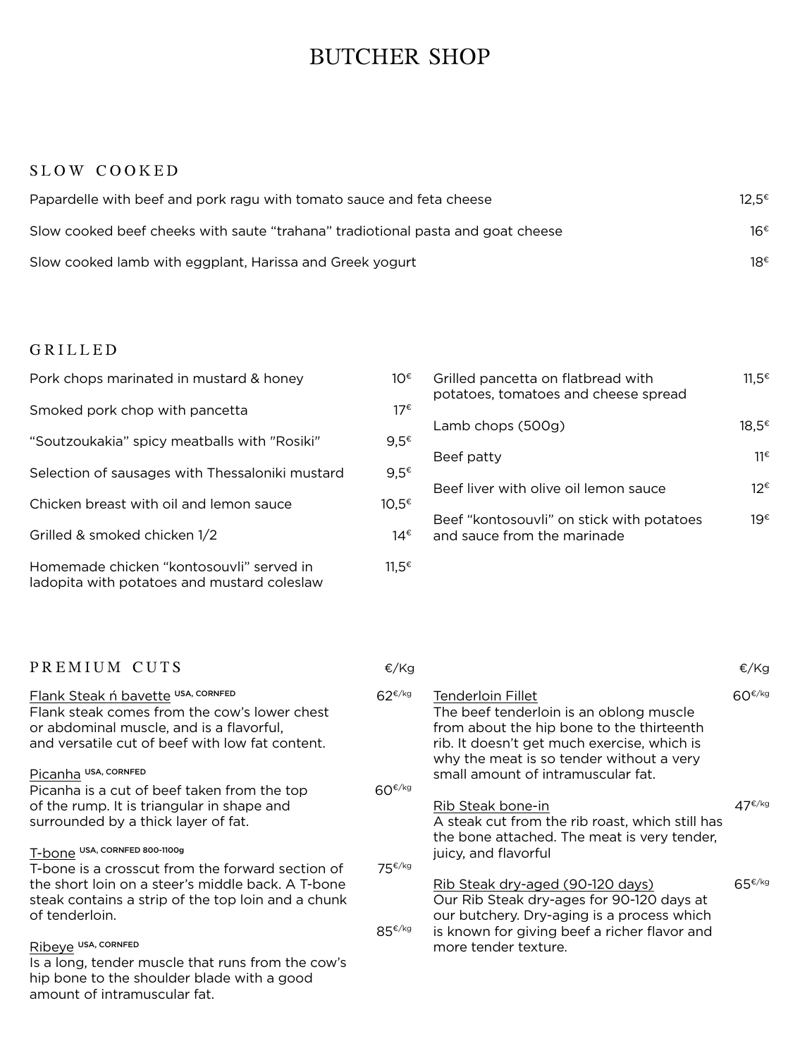# BUTCHER SHOP

## SLOW COOKED

| Item | Price |
|---|---|
| Papardelle with beef and pork ragu with tomato sauce and feta cheese | 12,5€ |
| Slow cooked beef cheeks with saute “trahana” tradiotional pasta and goat cheese | 16€ |
| Slow cooked lamb with eggplant, Harissa and Greek yogurt | 18€ |

## GRILLED

| Item | Price |
|---|---|
| Pork chops marinated in mustard & honey | 10€ |
| Smoked pork chop with pancetta | 17€ |
| “Soutzoukakia” spicy meatballs with "Rosiki" | 9,5€ |
| Selection of sausages with Thessaloniki mustard | 9,5€ |
| Chicken breast with oil and lemon sauce | 10,5€ |
| Grilled & smoked chicken 1/2 | 14€ |
| Homemade chicken “kontosouvli” served in ladopita with potatoes and mustard coleslaw | 11,5€ |
| Grilled pancetta on flatbread with potatoes, tomatoes and cheese spread | 11,5€ |
| Lamb chops (500g) | 18,5€ |
| Beef patty | 11€ |
| Beef liver with olive oil lemon sauce | 12€ |
| Beef “kontosouvli” on stick with potatoes and sauce from the marinade | 19€ |

## PREMIUM CUTS

€/Kg

**Flank Steak ń bavette** USA, CORNFED — 62€/kg
Flank steak comes from the cow’s lower chest or abdominal muscle, and is a flavorful, and versatile cut of beef with low fat content.

**Picanha** USA, CORNFED — 60€/kg
Picanha is a cut of beef taken from the top of the rump. It is triangular in shape and surrounded by a thick layer of fat.

**T-bone** USA, CORNFED 800-1100g — 75€/kg
T-bone is a crosscut from the forward section of the short loin on a steer’s middle back. A T-bone steak contains a strip of the top loin and a chunk of tenderloin.

**Ribeye** USA, CORNFED — 85€/kg
Is a long, tender muscle that runs from the cow’s hip bone to the shoulder blade with a good amount of intramuscular fat.

**Tenderloin Fillet** — 60€/kg
The beef tenderloin is an oblong muscle from about the hip bone to the thirteenth rib. It doesn’t get much exercise, which is why the meat is so tender without a very small amount of intramuscular fat.

**Rib Steak bone-in** — 47€/kg
A steak cut from the rib roast, which still has the bone attached. The meat is very tender, juicy, and flavorful

**Rib Steak dry-aged (90-120 days)** — 65€/kg
Our Rib Steak dry-ages for 90-120 days at our butchery. Dry-aging is a process which is known for giving beef a richer flavor and more tender texture.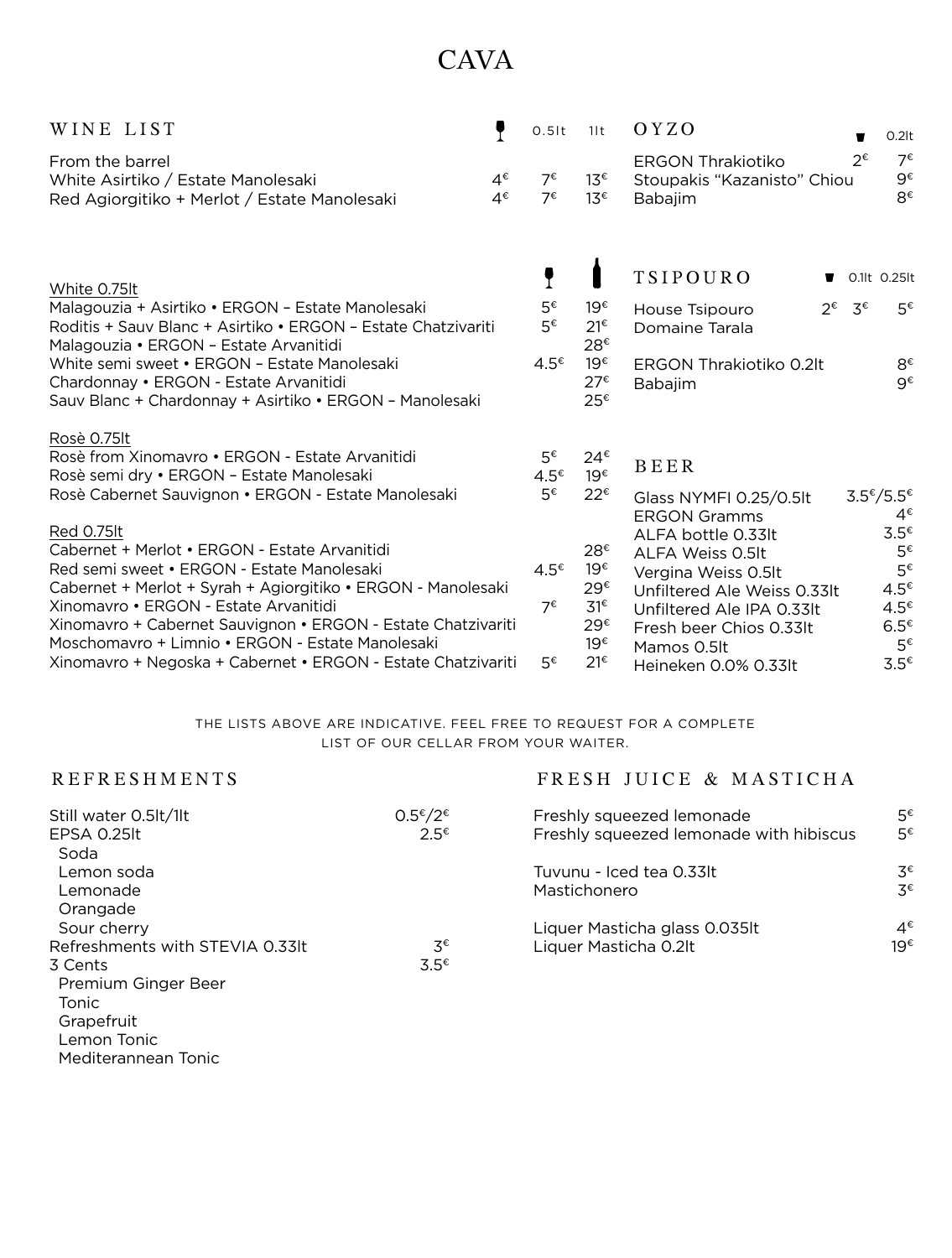# CAVA

## WINE LIST

| From the barrel | Glass | 0.5lt | 1lt |
|---|---|---|---|
| White Asirtiko / Estate Manolesaki | 4€ | 7€ | 13€ |
| Red Agiorgitiko + Merlot / Estate Manolesaki | 4€ | 7€ | 13€ |

| White 0.75lt | Glass | Bottle |
|---|---|---|
| Malagouzia + Asirtiko • ERGON – Estate Manolesaki | 5€ | 19€ |
| Roditis + Sauv Blanc + Asirtiko • ERGON – Estate Chatzivariti | 5€ | 21€ |
| Malagouzia • ERGON – Estate Arvanitidi | | 28€ |
| White semi sweet • ERGON – Estate Manolesaki | 4.5€ | 19€ |
| Chardonnay • ERGON - Estate Arvanitidi | | 27€ |
| Sauv Blanc + Chardonnay + Asirtiko • ERGON – Manolesaki | | 25€ |

| Rosè 0.75lt | Glass | Bottle |
|---|---|---|
| Rosè from Xinomavro • ERGON - Estate Arvanitidi | 5€ | 24€ |
| Rosè semi dry • ERGON – Estate Manolesaki | 4.5€ | 19€ |
| Rosè Cabernet Sauvignon • ERGON - Estate Manolesaki | 5€ | 22€ |

| Red 0.75lt | Glass | Bottle |
|---|---|---|
| Cabernet + Merlot • ERGON - Estate Arvanitidi | | 28€ |
| Red semi sweet • ERGON - Estate Manolesaki | 4.5€ | 19€ |
| Cabernet + Merlot + Syrah + Agiorgitiko • ERGON - Manolesaki | | 29€ |
| Xinomavro • ERGON - Estate Arvanitidi | 7€ | 31€ |
| Xinomavro + Cabernet Sauvignon • ERGON - Estate Chatzivariti | | 29€ |
| Moschomavro + Limnio • ERGON - Estate Manolesaki | | 19€ |
| Xinomavro + Negoska + Cabernet • ERGON - Estate Chatzivariti | 5€ | 21€ |

## OYZO

| | Glass | 0.2lt |
|---|---|---|
| ERGON Thrakiotiko | 2€ | 7€ |
| Stoupakis “Kazanisto” Chiou | | 9€ |
| Babajim | | 8€ |

## TSIPOURO

| | Glass | 0.1lt | 0.25lt |
|---|---|---|---|
| House Tsipouro Domaine Tarala | 2€ | 3€ | 5€ |
| ERGON Thrakiotiko 0.2lt | | | 8€ |
| Babajim | | | 9€ |

## BEER

| | |
|---|---|
| Glass NYMFI 0.25/0.5lt | 3.5€/5.5€ |
| ERGON Gramms | 4€ |
| ALFA bottle 0.33lt | 3.5€ |
| ALFA Weiss 0.5lt | 5€ |
| Vergina Weiss 0.5lt | 5€ |
| Unfiltered Ale Weiss 0.33lt | 4.5€ |
| Unfiltered Ale IPA 0.33lt | 4.5€ |
| Fresh beer Chios 0.33lt | 6.5€ |
| Mamos 0.5lt | 5€ |
| Heineken 0.0% 0.33lt | 3.5€ |

THE LISTS ABOVE ARE INDICATIVE. FEEL FREE TO REQUEST FOR A COMPLETE LIST OF OUR CELLAR FROM YOUR WAITER.

## REFRESHMENTS

| | |
|---|---|
| Still water 0.5lt/1lt | 0.5€/2€ |
| EPSA 0.25lt | 2.5€ |
| Soda | |
| Lemon soda | |
| Lemonade | |
| Orangade | |
| Sour cherry | |
| Refreshments with STEVIA 0.33lt | 3€ |
| 3 Cents | 3.5€ |
| Premium Ginger Beer | |
| Tonic | |
| Grapefruit | |
| Lemon Tonic | |
| Mediterannean Tonic | |

## FRESH JUICE & MASTICHA

| | |
|---|---|
| Freshly squeezed lemonade | 5€ |
| Freshly squeezed lemonade with hibiscus | 5€ |
| Tuvunu - Iced tea 0.33lt | 3€ |
| Mastichonero | 3€ |
| Liquer Masticha glass 0.035lt | 4€ |
| Liquer Masticha 0.2lt | 19€ |